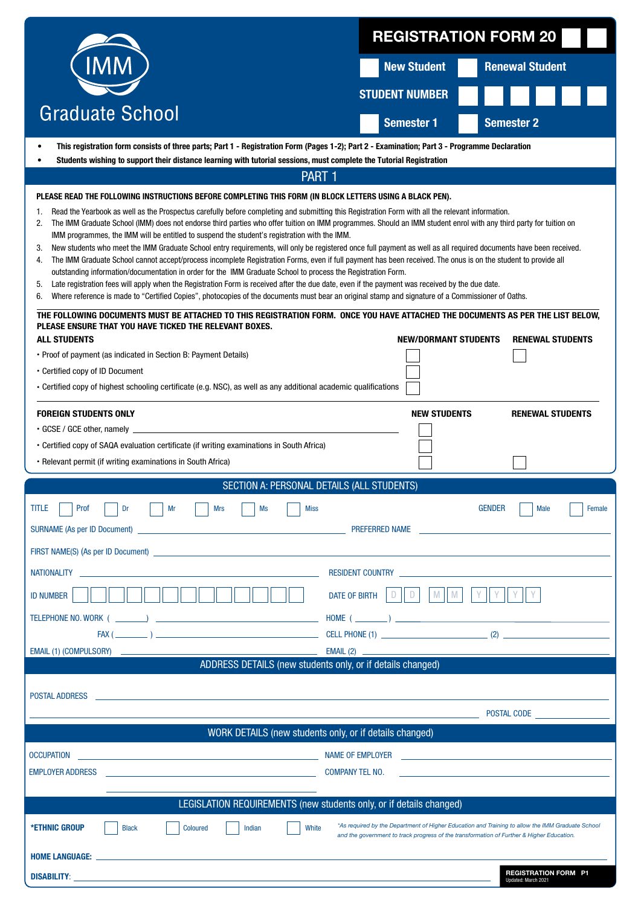IMM Graduate School

# REGISTRATION FORM 20 ☐☐

☐ New Student ☐ Renewal Student

STUDENT NUMBER ☐☐☐☐☐☐

☐ Semester 1 ☐ Semester 2

- **This registration form consists of three parts; Part 1 - Registration Form (Pages 1-2); Part 2 - Examination; Part 3 - Programme Declaration**
- **Students wishing to support their distance learning with tutorial sessions, must complete the Tutorial Registration**

## PART 1

**PLEASE READ THE FOLLOWING INSTRUCTIONS BEFORE COMPLETING THIS FORM (IN BLOCK LETTERS USING A BLACK PEN).**

1. Read the Yearbook as well as the Prospectus carefully before completing and submitting this Registration Form with all the relevant information.
2. The IMM Graduate School (IMM) does not endorse third parties who offer tuition on IMM programmes. Should an IMM student enrol with any third party for tuition on IMM programmes, the IMM will be entitled to suspend the student's registration with the IMM.
3. New students who meet the IMM Graduate School entry requirements, will only be registered once full payment as well as all required documents have been received.
4. The IMM Graduate School cannot accept/process incomplete Registration Forms, even if full payment has been received. The onus is on the student to provide all outstanding information/documentation in order for the IMM Graduate School to process the Registration Form.
5. Late registration fees will apply when the Registration Form is received after the due date, even if the payment was received by the due date.
6. Where reference is made to "Certified Copies", photocopies of the documents must bear an original stamp and signature of a Commissioner of Oaths.

**THE FOLLOWING DOCUMENTS MUST BE ATTACHED TO THIS REGISTRATION FORM. ONCE YOU HAVE ATTACHED THE DOCUMENTS AS PER THE LIST BELOW, PLEASE ENSURE THAT YOU HAVE TICKED THE RELEVANT BOXES.**

| ALL STUDENTS | NEW/DORMANT STUDENTS | RENEWAL STUDENTS |
|---|---|---|
| • Proof of payment (as indicated in Section B: Payment Details) | ☐ | ☐ |
| • Certified copy of ID Document | ☐ | |
| • Certified copy of highest schooling certificate (e.g. NSC), as well as any additional academic qualifications | ☐ | |

| FOREIGN STUDENTS ONLY | NEW STUDENTS | RENEWAL STUDENTS |
|---|---|---|
| • GCSE / GCE other, namely ______________________ | ☐ | |
| • Certified copy of SAQA evaluation certificate (if writing examinations in South Africa) | ☐ | |
| • Relevant permit (if writing examinations in South Africa) | ☐ | ☐ |

## SECTION A: PERSONAL DETAILS (ALL STUDENTS)

TITLE ☐ Prof ☐ Dr ☐ Mr ☐ Mrs ☐ Ms ☐ Miss GENDER ☐ Male ☐ Female

SURNAME (As per ID Document) ______________________ PREFERRED NAME ______________________

FIRST NAME(S) (As per ID Document) ______________________

NATIONALITY ______________________ RESIDENT COUNTRY ______________________

ID NUMBER ☐☐☐☐☐☐☐☐☐☐☐☐☐ DATE OF BIRTH D D M M Y Y Y Y

TELEPHONE NO. WORK ( ______ ) ______________________ HOME ( ______ ) ______________________

FAX ( ______ ) ______________________ CELL PHONE (1) ______________________ (2) ______________________

EMAIL (1) (COMPULSORY) ______________________ EMAIL (2) ______________________

## ADDRESS DETAILS (new students only, or if details changed)

POSTAL ADDRESS ______________________

______________________ POSTAL CODE ______________________

## WORK DETAILS (new students only, or if details changed)

OCCUPATION ______________________ NAME OF EMPLOYER ______________________

EMPLOYER ADDRESS ______________________ COMPANY TEL NO. ______________________

______________________

## LEGISLATION REQUIREMENTS (new students only, or if details changed)

**\*ETHNIC GROUP** ☐ Black ☐ Coloured ☐ Indian ☐ White

*\*As required by the Department of Higher Education and Training to allow the IMM Graduate School and the government to track progress of the transformation of Further & Higher Education.*

**HOME LANGUAGE:** ______________________

**DISABILITY:** ______________________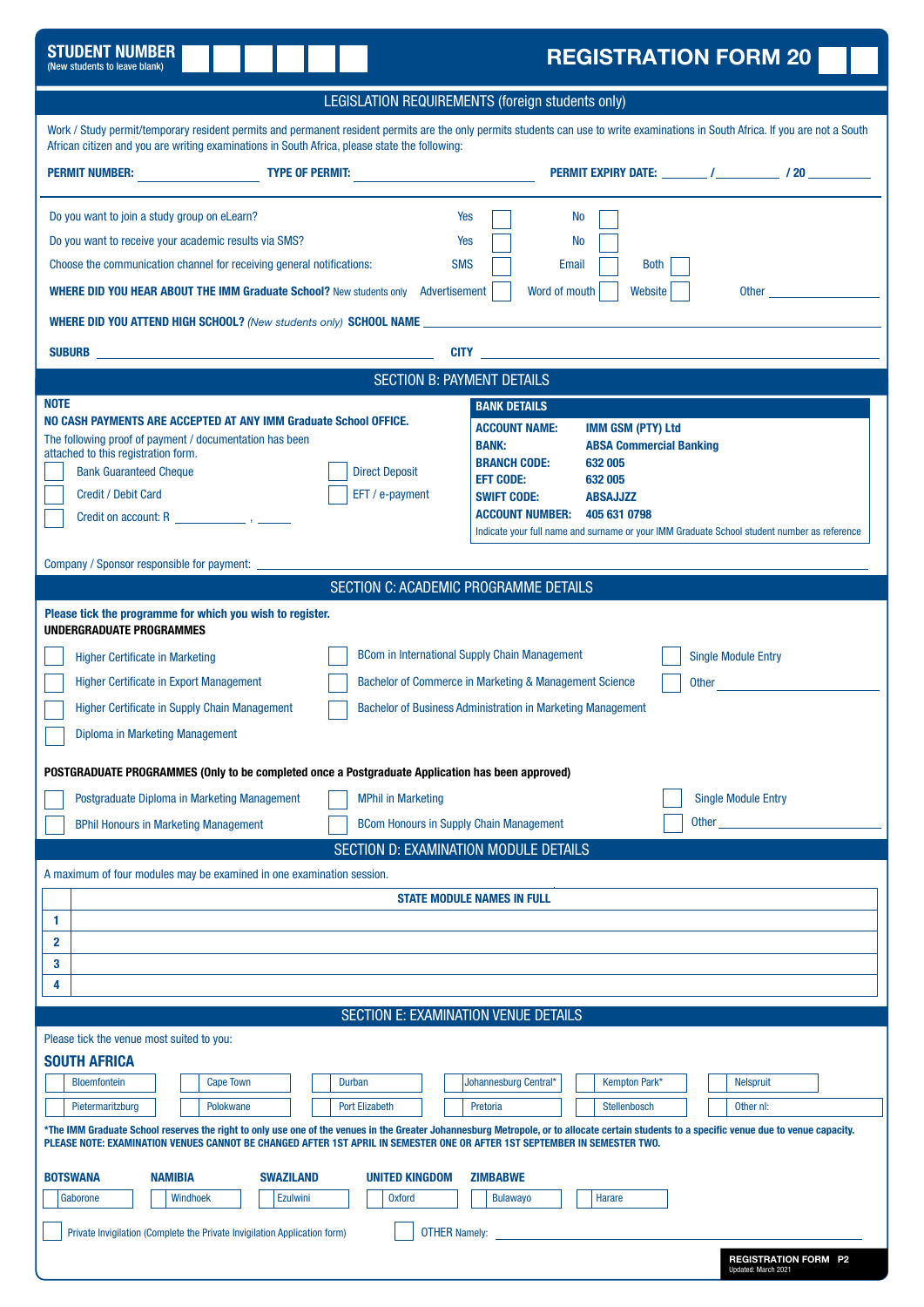**STUDENT NUMBER** (New students to leave blank) ☐☐☐☐☐☐

# REGISTRATION FORM 20 ☐☐

## LEGISLATION REQUIREMENTS (foreign students only)

Work / Study permit/temporary resident permits and permanent resident permits are the only permits students can use to write examinations in South Africa. If you are not a South African citizen and you are writing examinations in South Africa, please state the following:

**PERMIT NUMBER:** ____________ **TYPE OF PERMIT:** ____________ **PERMIT EXPIRY DATE:** ______ / ________ / 20 ________

Do you want to join a study group on eLearn? Yes ☐ No ☐

Do you want to receive your academic results via SMS? Yes ☐ No ☐

Choose the communication channel for receiving general notifications: SMS ☐ Email ☐ Both ☐

**WHERE DID YOU HEAR ABOUT THE IMM Graduate School?** New students only Advertisement ☐ Word of mouth ☐ Website ☐ Other ____________

**WHERE DID YOU ATTEND HIGH SCHOOL?** *(New students only)* **SCHOOL NAME** ____________

**SUBURB** ____________ **CITY** ____________

## SECTION B: PAYMENT DETAILS

**NOTE**

**NO CASH PAYMENTS ARE ACCEPTED AT ANY IMM Graduate School OFFICE.**

The following proof of payment / documentation has been attached to this registration form.

- ☐ Bank Guaranteed Cheque
- ☐ Credit / Debit Card
- ☐ Credit on account: R ________ , ____
- ☐ Direct Deposit
- ☐ EFT / e-payment

**BANK DETAILS**

| | |
|---|---|
| **ACCOUNT NAME:** | **IMM GSM (PTY) Ltd** |
| **BANK:** | **ABSA Commercial Banking** |
| **BRANCH CODE:** | **632 005** |
| **EFT CODE:** | **632 005** |
| **SWIFT CODE:** | **ABSAJJZZ** |
| **ACCOUNT NUMBER:** | **405 631 0798** |

Indicate your full name and surname or your IMM Graduate School student number as reference

Company / Sponsor responsible for payment: ____________

## SECTION C: ACADEMIC PROGRAMME DETAILS

**Please tick the programme for which you wish to register.**

**UNDERGRADUATE PROGRAMMES**

- ☐ Higher Certificate in Marketing
- ☐ Higher Certificate in Export Management
- ☐ Higher Certificate in Supply Chain Management
- ☐ Diploma in Marketing Management
- ☐ BCom in International Supply Chain Management
- ☐ Bachelor of Commerce in Marketing & Management Science
- ☐ Bachelor of Business Administration in Marketing Management
- ☐ Single Module Entry
- ☐ Other ____________

**POSTGRADUATE PROGRAMMES (Only to be completed once a Postgraduate Application has been approved)**

- ☐ Postgraduate Diploma in Marketing Management
- ☐ BPhil Honours in Marketing Management
- ☐ MPhil in Marketing
- ☐ BCom Honours in Supply Chain Management
- ☐ Single Module Entry
- ☐ Other ____________

## SECTION D: EXAMINATION MODULE DETAILS

A maximum of four modules may be examined in one examination session.

| | STATE MODULE NAMES IN FULL |
|---|---|
| 1 | |
| 2 | |
| 3 | |
| 4 | |

## SECTION E: EXAMINATION VENUE DETAILS

Please tick the venue most suited to you:

**SOUTH AFRICA**

| | | | | | |
|---|---|---|---|---|---|
| ☐ Bloemfontein | ☐ Cape Town | ☐ Durban | ☐ Johannesburg Central* | ☐ Kempton Park* | ☐ Nelspruit |
| ☐ Pietermaritzburg | ☐ Polokwane | ☐ Port Elizabeth | ☐ Pretoria | ☐ Stellenbosch | ☐ Other nl: |

**\*The IMM Graduate School reserves the right to only use one of the venues in the Greater Johannesburg Metropole, or to allocate certain students to a specific venue due to venue capacity.**
**PLEASE NOTE: EXAMINATION VENUES CANNOT BE CHANGED AFTER 1ST APRIL IN SEMESTER ONE OR AFTER 1ST SEPTEMBER IN SEMESTER TWO.**

| BOTSWANA | NAMIBIA | SWAZILAND | UNITED KINGDOM | ZIMBABWE | |
|---|---|---|---|---|---|
| ☐ Gaborone | ☐ Windhoek | ☐ Ezulwini | ☐ Oxford | ☐ Bulawayo | ☐ Harare |

☐ Private Invigilation (Complete the Private Invigilation Application form) ☐ OTHER Namely: ____________

REGISTRATION FORM P2
Updated: March 2021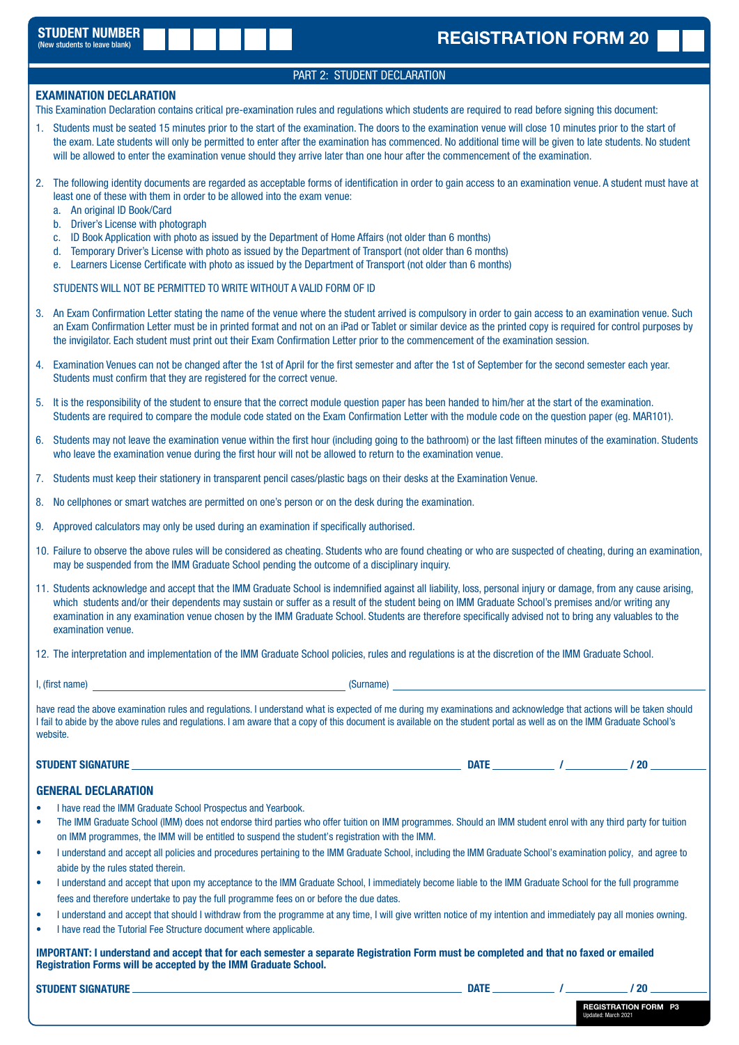**STUDENT NUMBER** (New students to leave blank) ☐☐☐☐☐☐

# REGISTRATION FORM 20 ☐☐

## PART 2: STUDENT DECLARATION

### EXAMINATION DECLARATION

This Examination Declaration contains critical pre-examination rules and regulations which students are required to read before signing this document:

1. Students must be seated 15 minutes prior to the start of the examination. The doors to the examination venue will close 10 minutes prior to the start of the exam. Late students will only be permitted to enter after the examination has commenced. No additional time will be given to late students. No student will be allowed to enter the examination venue should they arrive later than one hour after the commencement of the examination.

2. The following identity documents are regarded as acceptable forms of identification in order to gain access to an examination venue. A student must have at least one of these with them in order to be allowed into the exam venue:
   a. An original ID Book/Card
   b. Driver's License with photograph
   c. ID Book Application with photo as issued by the Department of Home Affairs (not older than 6 months)
   d. Temporary Driver's License with photo as issued by the Department of Transport (not older than 6 months)
   e. Learners License Certificate with photo as issued by the Department of Transport (not older than 6 months)

   STUDENTS WILL NOT BE PERMITTED TO WRITE WITHOUT A VALID FORM OF ID

3. An Exam Confirmation Letter stating the name of the venue where the student arrived is compulsory in order to gain access to an examination venue. Such an Exam Confirmation Letter must be in printed format and not on an iPad or Tablet or similar device as the printed copy is required for control purposes by the invigilator. Each student must print out their Exam Confirmation Letter prior to the commencement of the examination session.

4. Examination Venues can not be changed after the 1st of April for the first semester and after the 1st of September for the second semester each year. Students must confirm that they are registered for the correct venue.

5. It is the responsibility of the student to ensure that the correct module question paper has been handed to him/her at the start of the examination. Students are required to compare the module code stated on the Exam Confirmation Letter with the module code on the question paper (eg. MAR101).

6. Students may not leave the examination venue within the first hour (including going to the bathroom) or the last fifteen minutes of the examination. Students who leave the examination venue during the first hour will not be allowed to return to the examination venue.

7. Students must keep their stationery in transparent pencil cases/plastic bags on their desks at the Examination Venue.

8. No cellphones or smart watches are permitted on one's person or on the desk during the examination.

9. Approved calculators may only be used during an examination if specifically authorised.

10. Failure to observe the above rules will be considered as cheating. Students who are found cheating or who are suspected of cheating, during an examination, may be suspended from the IMM Graduate School pending the outcome of a disciplinary inquiry.

11. Students acknowledge and accept that the IMM Graduate School is indemnified against all liability, loss, personal injury or damage, from any cause arising, which students and/or their dependents may sustain or suffer as a result of the student being on IMM Graduate School's premises and/or writing any examination in any examination venue chosen by the IMM Graduate School. Students are therefore specifically advised not to bring any valuables to the examination venue.

12. The interpretation and implementation of the IMM Graduate School policies, rules and regulations is at the discretion of the IMM Graduate School.

I, (first name) ______________________ (Surname) ______________________

have read the above examination rules and regulations. I understand what is expected of me during my examinations and acknowledge that actions will be taken should I fail to abide by the above rules and regulations. I am aware that a copy of this document is available on the student portal as well as on the IMM Graduate School's website.

**STUDENT SIGNATURE** ______________________ **DATE** ________ / ________ / 20 ________

### GENERAL DECLARATION

- I have read the IMM Graduate School Prospectus and Yearbook.
- The IMM Graduate School (IMM) does not endorse third parties who offer tuition on IMM programmes. Should an IMM student enrol with any third party for tuition on IMM programmes, the IMM will be entitled to suspend the student's registration with the IMM.
- I understand and accept all policies and procedures pertaining to the IMM Graduate School, including the IMM Graduate School's examination policy, and agree to abide by the rules stated therein.
- I understand and accept that upon my acceptance to the IMM Graduate School, I immediately become liable to the IMM Graduate School for the full programme fees and therefore undertake to pay the full programme fees on or before the due dates.
- I understand and accept that should I withdraw from the programme at any time, I will give written notice of my intention and immediately pay all monies owning.
- I have read the Tutorial Fee Structure document where applicable.

**IMPORTANT: I understand and accept that for each semester a separate Registration Form must be completed and that no faxed or emailed Registration Forms will be accepted by the IMM Graduate School.**

**STUDENT SIGNATURE** ______________________ **DATE** ________ / ________ / 20 ________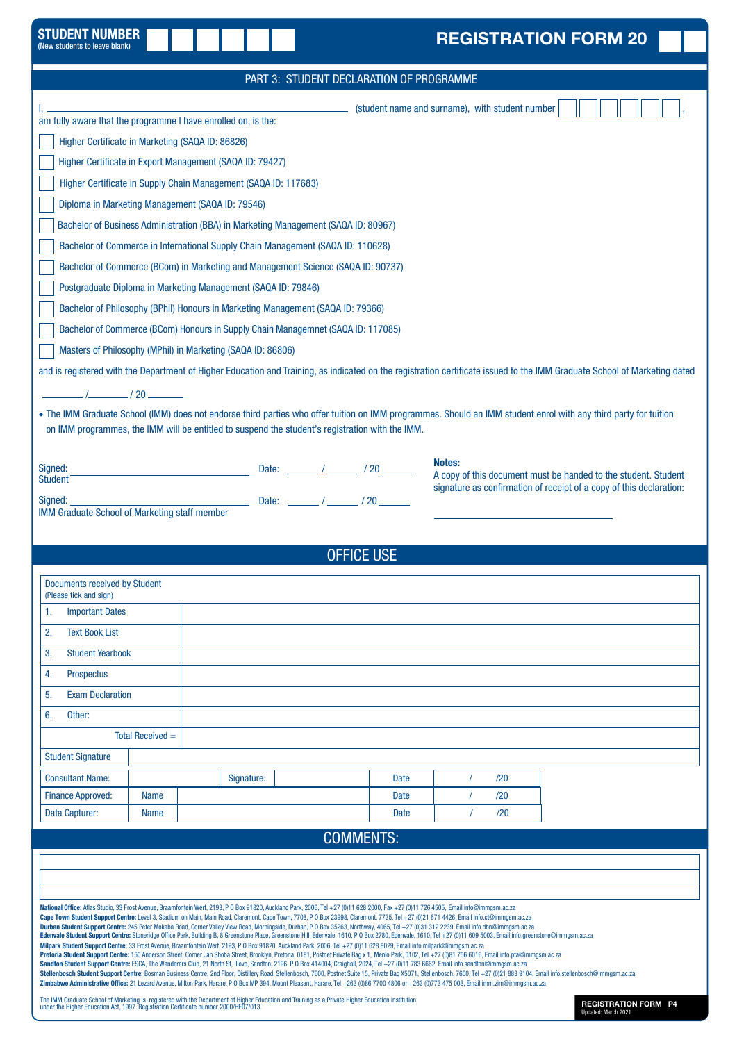**STUDENT NUMBER**
(New students to leave blank)

# REGISTRATION FORM 20

## PART 3: STUDENT DECLARATION OF PROGRAMME

I, ______________________________ (student name and surname), with student number ______,
am fully aware that the programme I have enrolled on, is the:

- ☐ Higher Certificate in Marketing (SAQA ID: 86826)
- ☐ Higher Certificate in Export Management (SAQA ID: 79427)
- ☐ Higher Certificate in Supply Chain Management (SAQA ID: 117683)
- ☐ Diploma in Marketing Management (SAQA ID: 79546)
- ☐ Bachelor of Business Administration (BBA) in Marketing Management (SAQA ID: 80967)
- ☐ Bachelor of Commerce in International Supply Chain Management (SAQA ID: 110628)
- ☐ Bachelor of Commerce (BCom) in Marketing and Management Science (SAQA ID: 90737)
- ☐ Postgraduate Diploma in Marketing Management (SAQA ID: 79846)
- ☐ Bachelor of Philosophy (BPhil) Honours in Marketing Management (SAQA ID: 79366)
- ☐ Bachelor of Commerce (BCom) Honours in Supply Chain Managemnet (SAQA ID: 117085)
- ☐ Masters of Philosophy (MPhil) in Marketing (SAQA ID: 86806)

and is registered with the Department of Higher Education and Training, as indicated on the registration certificate issued to the IMM Graduate School of Marketing dated

_______ /_______ / 20 _______

- The IMM Graduate School (IMM) does not endorse third parties who offer tuition on IMM programmes. Should an IMM student enrol with any third party for tuition on IMM programmes, the IMM will be entitled to suspend the student's registration with the IMM.

Signed: ______________________________ Date: ______ / ______ / 20 ______
Student

Signed: ______________________________ Date: ______ / ______ / 20 ______
IMM Graduate School of Marketing staff member

**Notes:**
A copy of this document must be handed to the student. Student signature as confirmation of receipt of a copy of this declaration:

______________________________

## OFFICE USE

| Documents received by Student (Please tick and sign) | |
|---|---|
| 1. Important Dates | |
| 2. Text Book List | |
| 3. Student Yearbook | |
| 4. Prospectus | |
| 5. Exam Declaration | |
| 6. Other: | |
| Total Received = | |
| Student Signature | |

| | | | | | |
|---|---|---|---|---|---|
| Consultant Name: | | Signature: | | Date | / /20 |
| Finance Approved: | Name | | | Date | / /20 |
| Data Capturer: | Name | | | Date | / /20 |

## COMMENTS:

**National Office:** Atlas Studio, 33 Frost Avenue, Braamfontein Werf, 2193, P O Box 91820, Auckland Park, 2006, Tel +27 (0)11 628 2000, Fax +27 (0)11 726 4505, Email info@immgsm.ac.za
**Cape Town Student Support Centre:** Level 3, Stadium on Main, Main Road, Claremont, Cape Town, 7708, P O Box 23998, Claremont, 7735, Tel +27 (0)21 671 4426, Email info.ct@immgsm.ac.za
**Durban Student Support Centre:** 245 Peter Mokaba Road, Corner Valley View Road, Morningside, Durban, P O Box 35263, Northway, 4065, Tel +27 (0)31 312 2239, Email info.dbn@immgsm.ac.za
**Edenvale Student Support Centre:** Stoneridge Office Park, Building B, 8 Greenstone Place, Greenstone Hill, Edenvale, 1610, P O Box 2780, Edenvale, 1610, Tel +27 (0)11 609 5003, Email info.greenstone@immgsm.ac.za
**Milpark Student Support Centre:** 33 Frost Avenue, Braamfontein Werf, 2193, P O Box 91820, Auckland Park, 2006, Tel +27 (0)11 628 8029, Email info.milpark@immgsm.ac.za
**Pretoria Student Support Centre:** 150 Anderson Street, Corner Jan Shoba Street, Brooklyn, Pretoria, 0181, Postnet Private Bag x 1, Menlo Park, 0102, Tel +27 (0)81 756 6016, Email info.pta@immgsm.ac.za
**Sandton Student Support Centre:** ESCA, The Wanderers Club, 21 North St, Illovo, Sandton, 2196, P O Box 414004, Craighall, 2024, Tel +27 (0)11 783 6662, Email info.sandton@immgsm.ac.za
**Stellenbosch Student Support Centre:** Bosman Business Centre, 2nd Floor, Distillery Road, Stellenbosch, 7600, Postnet Suite 15, Private Bag X5071, Stellenbosch, 7600, Tel +27 (0)21 883 9104, Email info.stellenbosch@immgsm.ac.za
**Zimbabwe Administrative Office:** 21 Lezard Avenue, Milton Park, Harare, P O Box MP 394, Mount Pleasant, Harare, Tel +263 (0)86 7700 4806 or +263 (0)773 475 003, Email imm.zim@immgsm.ac.za

The IMM Graduate School of Marketing is registered with the Department of Higher Education and Training as a Private Higher Education Institution under the Higher Education Act, 1997. Registration Certificate number 2000/HE07/013.

**REGISTRATION FORM P4**
Updated: March 2021